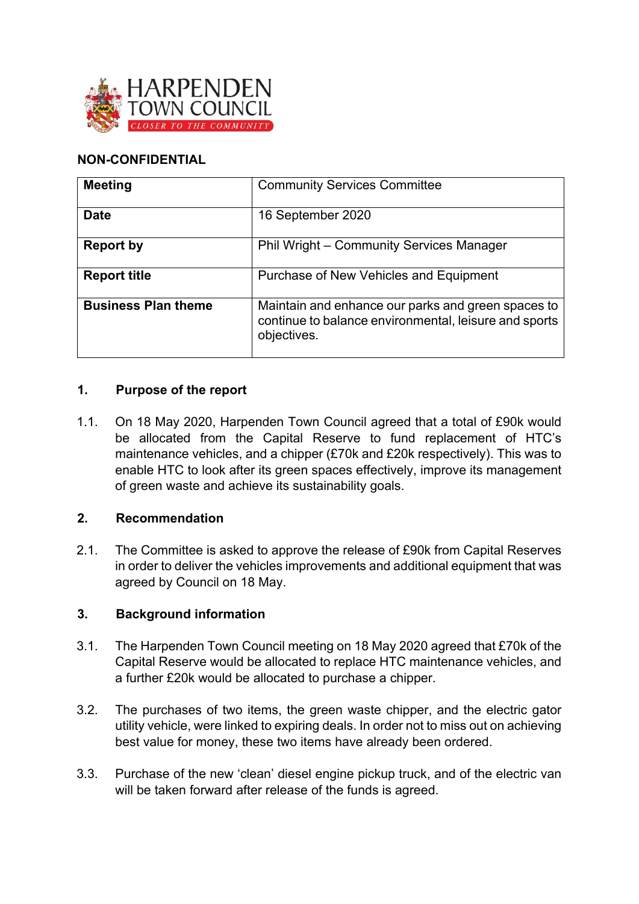HARPENDEN TOWN COUNCIL
CLOSER TO THE COMMUNITY

**NON-CONFIDENTIAL**

| **Meeting** | Community Services Committee |
|---|---|
| **Date** | 16 September 2020 |
| **Report by** | Phil Wright – Community Services Manager |
| **Report title** | Purchase of New Vehicles and Equipment |
| **Business Plan theme** | Maintain and enhance our parks and green spaces to continue to balance environmental, leisure and sports objectives. |

## 1. Purpose of the report

1.1. On 18 May 2020, Harpenden Town Council agreed that a total of £90k would be allocated from the Capital Reserve to fund replacement of HTC's maintenance vehicles, and a chipper (£70k and £20k respectively). This was to enable HTC to look after its green spaces effectively, improve its management of green waste and achieve its sustainability goals.

## 2. Recommendation

2.1. The Committee is asked to approve the release of £90k from Capital Reserves in order to deliver the vehicles improvements and additional equipment that was agreed by Council on 18 May.

## 3. Background information

3.1. The Harpenden Town Council meeting on 18 May 2020 agreed that £70k of the Capital Reserve would be allocated to replace HTC maintenance vehicles, and a further £20k would be allocated to purchase a chipper.

3.2. The purchases of two items, the green waste chipper, and the electric gator utility vehicle, were linked to expiring deals. In order not to miss out on achieving best value for money, these two items have already been ordered.

3.3. Purchase of the new 'clean' diesel engine pickup truck, and of the electric van will be taken forward after release of the funds is agreed.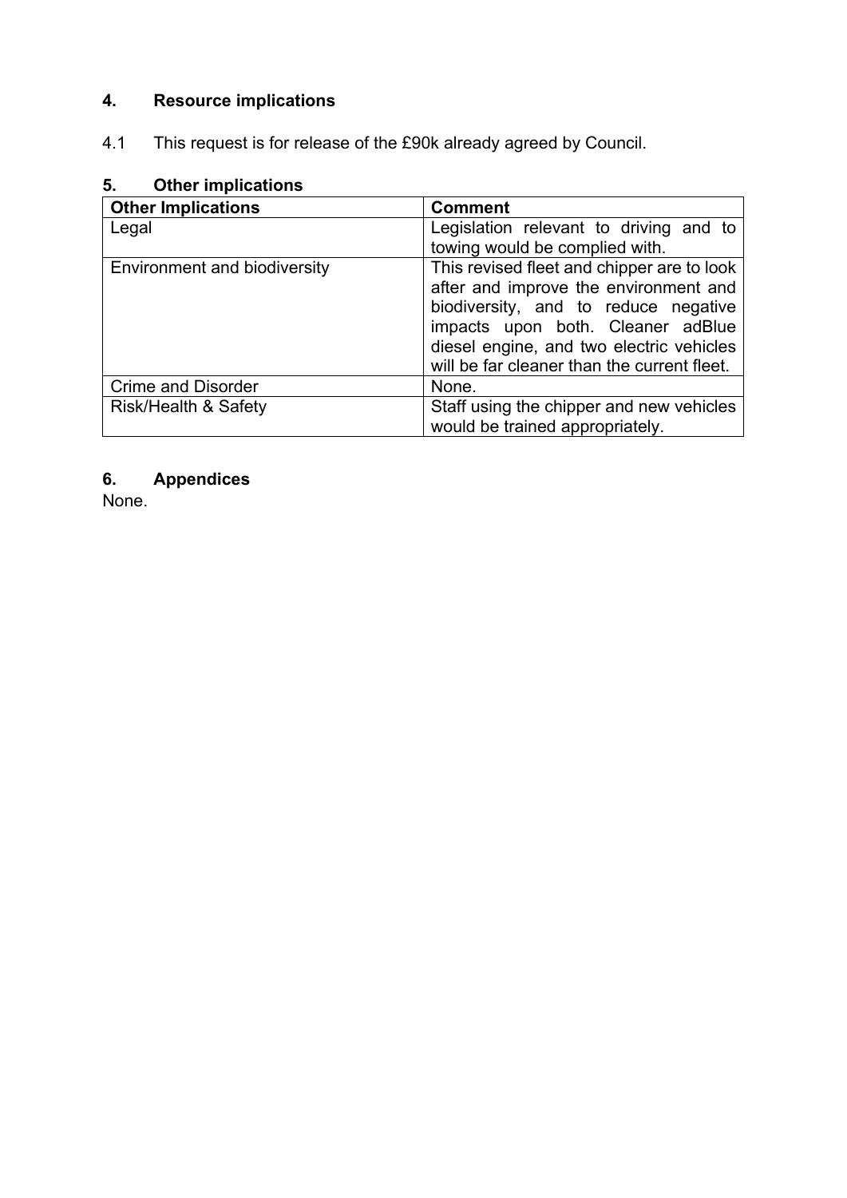## 4. Resource implications

4.1 This request is for release of the £90k already agreed by Council.

## 5. Other implications

| Other Implications | Comment |
| --- | --- |
| Legal | Legislation relevant to driving and to towing would be complied with. |
| Environment and biodiversity | This revised fleet and chipper are to look after and improve the environment and biodiversity, and to reduce negative impacts upon both. Cleaner adBlue diesel engine, and two electric vehicles will be far cleaner than the current fleet. |
| Crime and Disorder | None. |
| Risk/Health & Safety | Staff using the chipper and new vehicles would be trained appropriately. |

## 6. Appendices

None.